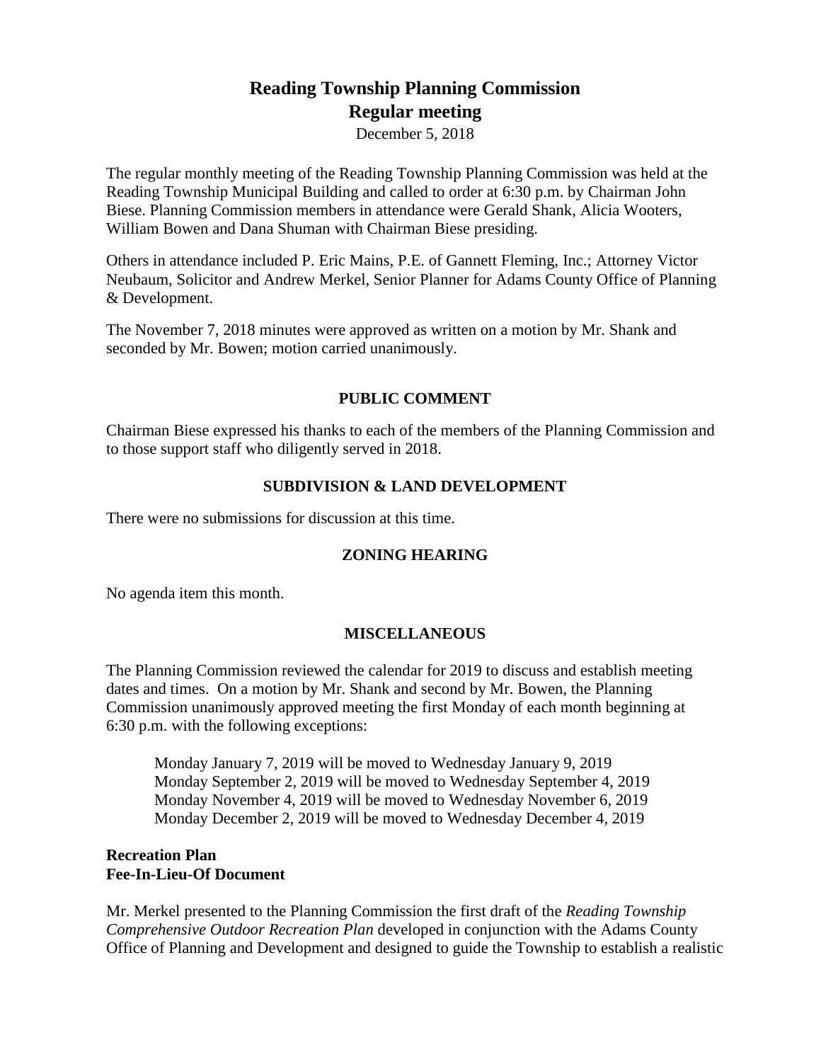# Reading Township Planning Commission
## Regular meeting

December 5, 2018

The regular monthly meeting of the Reading Township Planning Commission was held at the Reading Township Municipal Building and called to order at 6:30 p.m. by Chairman John Biese. Planning Commission members in attendance were Gerald Shank, Alicia Wooters, William Bowen and Dana Shuman with Chairman Biese presiding.

Others in attendance included P. Eric Mains, P.E. of Gannett Fleming, Inc.; Attorney Victor Neubaum, Solicitor and Andrew Merkel, Senior Planner for Adams County Office of Planning & Development.

The November 7, 2018 minutes were approved as written on a motion by Mr. Shank and seconded by Mr. Bowen; motion carried unanimously.

### PUBLIC COMMENT

Chairman Biese expressed his thanks to each of the members of the Planning Commission and to those support staff who diligently served in 2018.

### SUBDIVISION & LAND DEVELOPMENT

There were no submissions for discussion at this time.

### ZONING HEARING

No agenda item this month.

### MISCELLANEOUS

The Planning Commission reviewed the calendar for 2019 to discuss and establish meeting dates and times. On a motion by Mr. Shank and second by Mr. Bowen, the Planning Commission unanimously approved meeting the first Monday of each month beginning at 6:30 p.m. with the following exceptions:

> Monday January 7, 2019 will be moved to Wednesday January 9, 2019
> Monday September 2, 2019 will be moved to Wednesday September 4, 2019
> Monday November 4, 2019 will be moved to Wednesday November 6, 2019
> Monday December 2, 2019 will be moved to Wednesday December 4, 2019

**Recreation Plan**
**Fee-In-Lieu-Of Document**

Mr. Merkel presented to the Planning Commission the first draft of the *Reading Township Comprehensive Outdoor Recreation Plan* developed in conjunction with the Adams County Office of Planning and Development and designed to guide the Township to establish a realistic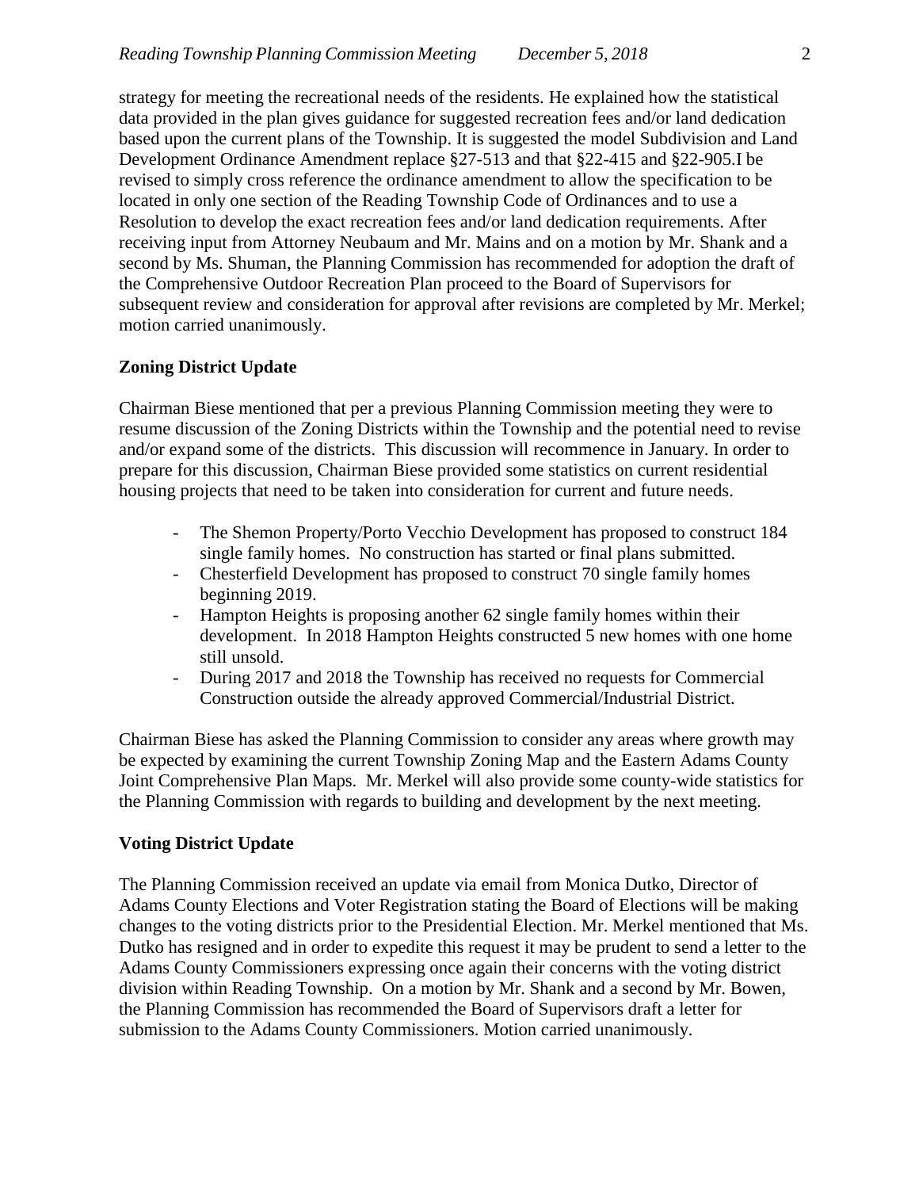strategy for meeting the recreational needs of the residents. He explained how the statistical data provided in the plan gives guidance for suggested recreation fees and/or land dedication based upon the current plans of the Township. It is suggested the model Subdivision and Land Development Ordinance Amendment replace §27-513 and that §22-415 and §22-905.I be revised to simply cross reference the ordinance amendment to allow the specification to be located in only one section of the Reading Township Code of Ordinances and to use a Resolution to develop the exact recreation fees and/or land dedication requirements. After receiving input from Attorney Neubaum and Mr. Mains and on a motion by Mr. Shank and a second by Ms. Shuman, the Planning Commission has recommended for adoption the draft of the Comprehensive Outdoor Recreation Plan proceed to the Board of Supervisors for subsequent review and consideration for approval after revisions are completed by Mr. Merkel; motion carried unanimously.

**Zoning District Update**

Chairman Biese mentioned that per a previous Planning Commission meeting they were to resume discussion of the Zoning Districts within the Township and the potential need to revise and/or expand some of the districts. This discussion will recommence in January. In order to prepare for this discussion, Chairman Biese provided some statistics on current residential housing projects that need to be taken into consideration for current and future needs.

- The Shemon Property/Porto Vecchio Development has proposed to construct 184 single family homes. No construction has started or final plans submitted.
- Chesterfield Development has proposed to construct 70 single family homes beginning 2019.
- Hampton Heights is proposing another 62 single family homes within their development. In 2018 Hampton Heights constructed 5 new homes with one home still unsold.
- During 2017 and 2018 the Township has received no requests for Commercial Construction outside the already approved Commercial/Industrial District.

Chairman Biese has asked the Planning Commission to consider any areas where growth may be expected by examining the current Township Zoning Map and the Eastern Adams County Joint Comprehensive Plan Maps. Mr. Merkel will also provide some county-wide statistics for the Planning Commission with regards to building and development by the next meeting.

**Voting District Update**

The Planning Commission received an update via email from Monica Dutko, Director of Adams County Elections and Voter Registration stating the Board of Elections will be making changes to the voting districts prior to the Presidential Election. Mr. Merkel mentioned that Ms. Dutko has resigned and in order to expedite this request it may be prudent to send a letter to the Adams County Commissioners expressing once again their concerns with the voting district division within Reading Township. On a motion by Mr. Shank and a second by Mr. Bowen, the Planning Commission has recommended the Board of Supervisors draft a letter for submission to the Adams County Commissioners. Motion carried unanimously.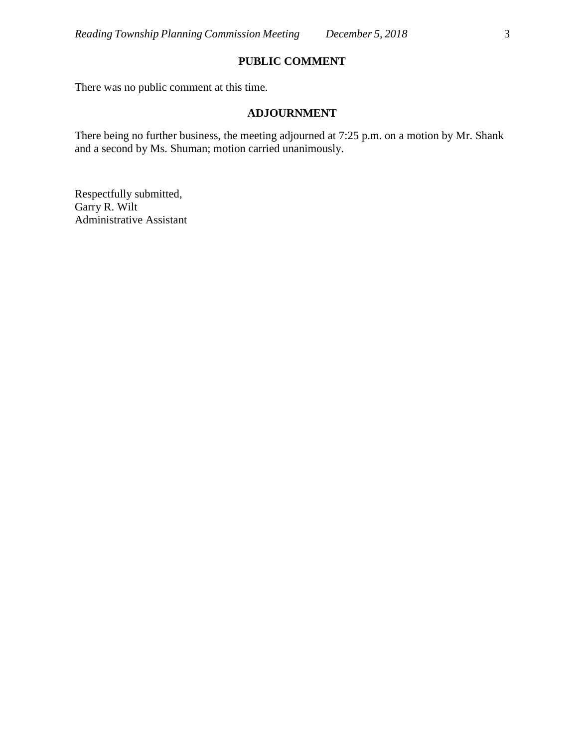## PUBLIC COMMENT

There was no public comment at this time.

## ADJOURNMENT

There being no further business, the meeting adjourned at 7:25 p.m. on a motion by Mr. Shank and a second by Ms. Shuman; motion carried unanimously.

Respectfully submitted,
Garry R. Wilt
Administrative Assistant